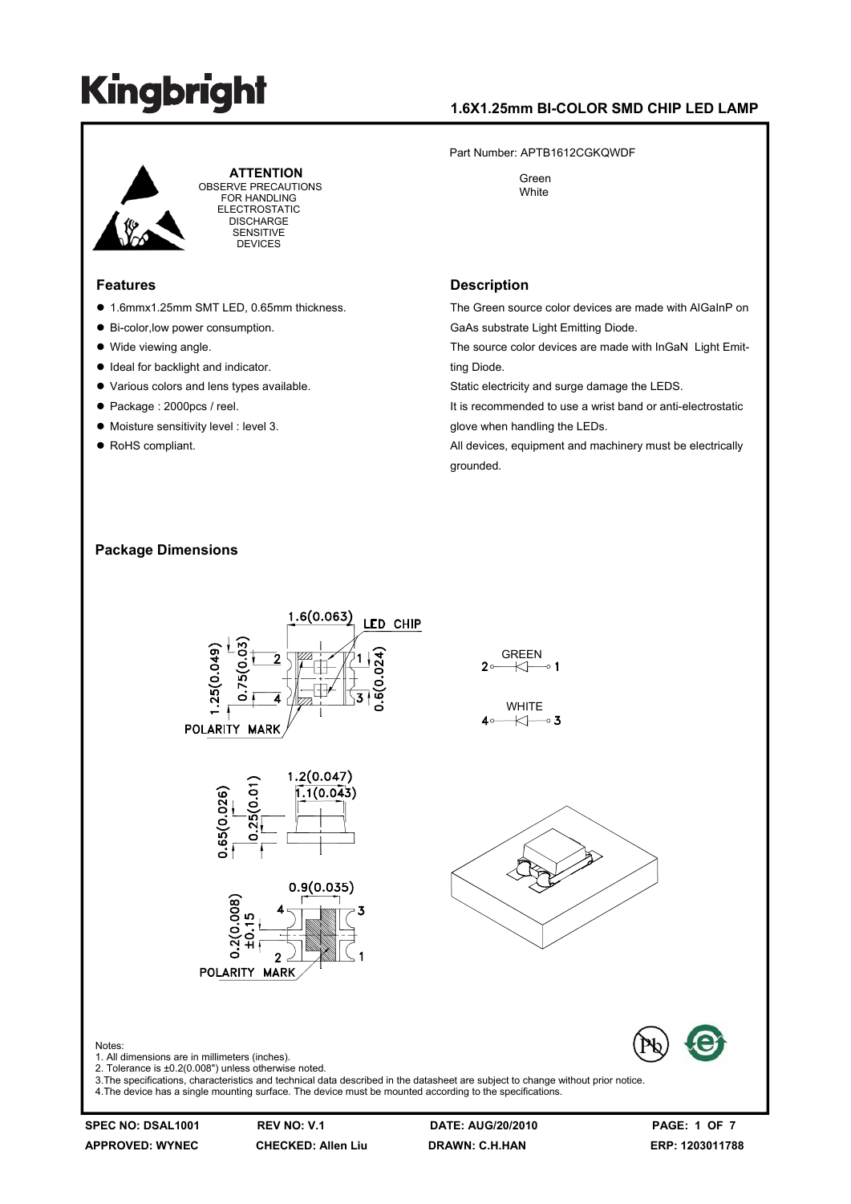# Kingbright

## 1.6X1.25mm BI-COLOR SMD CHIP LED LAMP

Part Number: APTB1612CGKQWDF

Green
White

**ATTENTION**
OBSERVE PRECAUTIONS FOR HANDLING ELECTROSTATIC DISCHARGE SENSITIVE DEVICES

## Features

- 1.6mmx1.25mm SMT LED, 0.65mm thickness.
- Bi-color,low power consumption.
- Wide viewing angle.
- Ideal for backlight and indicator.
- Various colors and lens types available.
- Package : 2000pcs / reel.
- Moisture sensitivity level : level 3.
- RoHS compliant.

## Description

The Green source color devices are made with AlGaInP on GaAs substrate Light Emitting Diode.

The source color devices are made with InGaN Light Emitting Diode.

Static electricity and surge damage the LEDS.

It is recommended to use a wrist band or anti-electrostatic glove when handling the LEDs.

All devices, equipment and machinery must be electrically grounded.

## Package Dimensions

Notes:
1. All dimensions are in millimeters (inches).
2. Tolerance is ±0.2(0.008") unless otherwise noted.
3.The specifications, characteristics and technical data described in the datasheet are subject to change without prior notice.
4.The device has a single mounting surface. The device must be mounted according to the specifications.

| SPEC NO: DSAL1001 | REV NO: V.1 | DATE: AUG/20/2010 | PAGE: 1 OF 7 |
|---|---|---|---|
| APPROVED: WYNEC | CHECKED: Allen Liu | DRAWN: C.H.HAN | ERP: 1203011788 |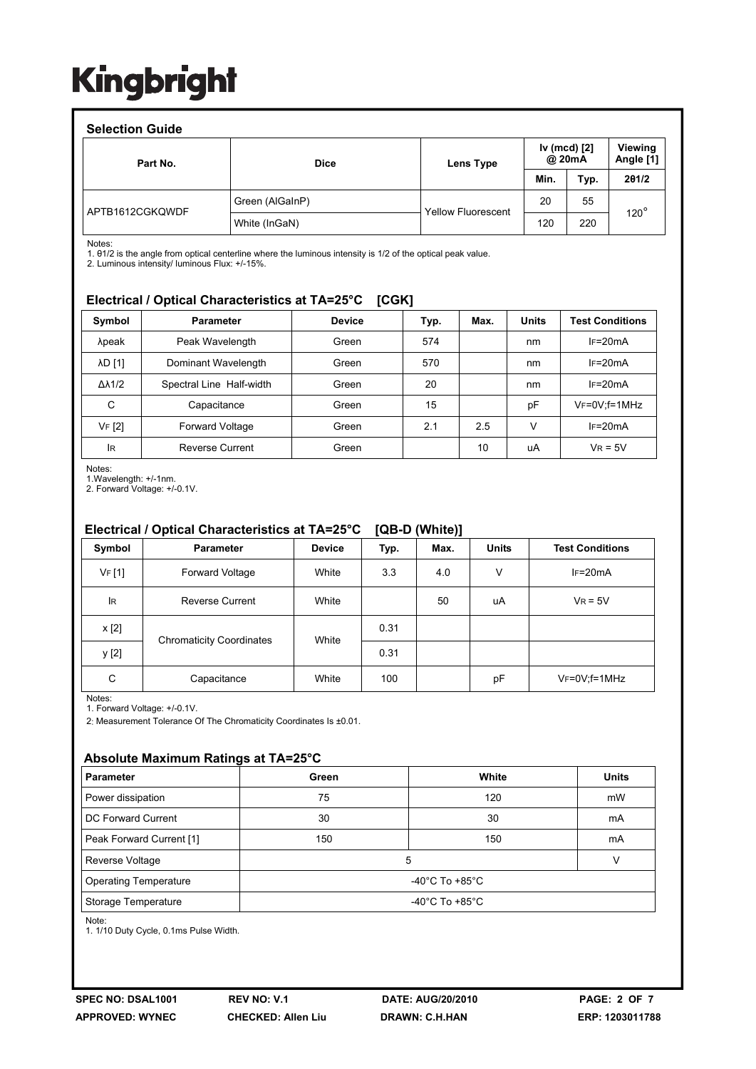## Selection Guide

| Part No. | Dice | Lens Type | Iv (mcd) [2] @ 20mA | | Viewing Angle [1] |
|---|---|---|---|---|---|
| | | | Min. | Typ. | 2θ1/2 |
| APTB1612CGKQWDF | Green (AlGaInP) | Yellow Fluorescent | 20 | 55 | 120° |
| | White (InGaN) | | 120 | 220 | |

Notes:
1. θ1/2 is the angle from optical centerline where the luminous intensity is 1/2 of the optical peak value.
2. Luminous intensity/ luminous Flux: +/-15%.

## Electrical / Optical Characteristics at TA=25°C [CGK]

| Symbol | Parameter | Device | Typ. | Max. | Units | Test Conditions |
|---|---|---|---|---|---|---|
| λpeak | Peak Wavelength | Green | 574 | | nm | IF=20mA |
| λD [1] | Dominant Wavelength | Green | 570 | | nm | IF=20mA |
| Δλ1/2 | Spectral Line Half-width | Green | 20 | | nm | IF=20mA |
| C | Capacitance | Green | 15 | | pF | VF=0V;f=1MHz |
| VF [2] | Forward Voltage | Green | 2.1 | 2.5 | V | IF=20mA |
| IR | Reverse Current | Green | | 10 | uA | VR = 5V |

Notes:
1.Wavelength: +/-1nm.
2. Forward Voltage: +/-0.1V.

## Electrical / Optical Characteristics at TA=25°C [QB-D (White)]

| Symbol | Parameter | Device | Typ. | Max. | Units | Test Conditions |
|---|---|---|---|---|---|---|
| VF [1] | Forward Voltage | White | 3.3 | 4.0 | V | IF=20mA |
| IR | Reverse Current | White | | 50 | uA | VR = 5V |
| x [2] | Chromaticity Coordinates | White | 0.31 | | | |
| y [2] | | | 0.31 | | | |
| C | Capacitance | White | 100 | | pF | VF=0V;f=1MHz |

Notes:
1. Forward Voltage: +/-0.1V.
2: Measurement Tolerance Of The Chromaticity Coordinates Is ±0.01.

## Absolute Maximum Ratings at TA=25°C

| Parameter | Green | White | Units |
|---|---|---|---|
| Power dissipation | 75 | 120 | mW |
| DC Forward Current | 30 | 30 | mA |
| Peak Forward Current [1] | 150 | 150 | mA |
| Reverse Voltage | 5 | | V |
| Operating Temperature | -40°C To +85°C | | |
| Storage Temperature | -40°C To +85°C | | |

Note:
1. 1/10 Duty Cycle, 0.1ms Pulse Width.

SPEC NO: DSAL1001 REV NO: V.1 DATE: AUG/20/2010
APPROVED: WYNEC CHECKED: Allen Liu DRAWN: C.H.HAN ERP: 1203011788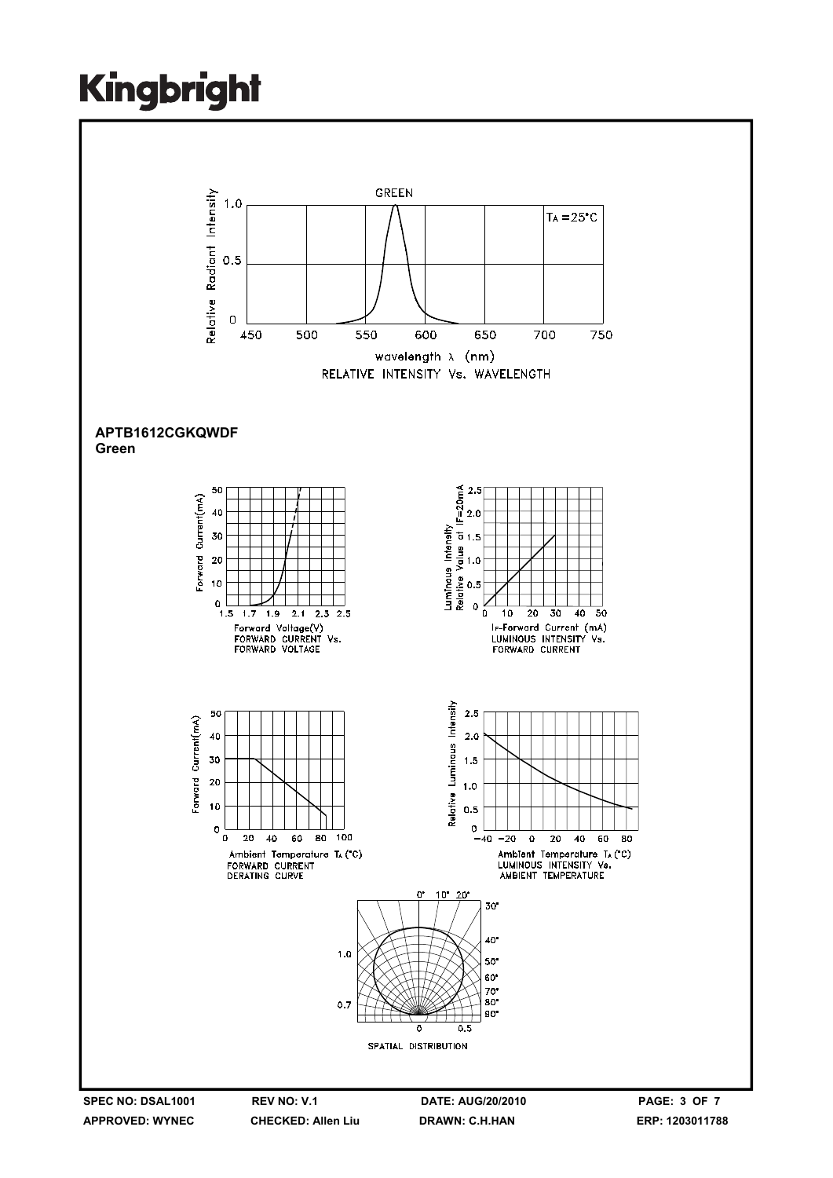GREEN

$T_A = 25°C$

Relative Radiant Intensity

wavelength λ (nm)

RELATIVE INTENSITY Vs. WAVELENGTH

**APTB1612CGKQWDF**
**Green**

Forward Current(mA)

Forward Voltage(V)
FORWARD CURRENT Vs.
FORWARD VOLTAGE

Luminous Intensity Relative Value at $I_F$=20mA

$I_F$-Forward Current (mA)
LUMINOUS INTENSITY Vs.
FORWARD CURRENT

Forward Current(mA)

Ambient Temperature $T_A$ (°C)
FORWARD CURRENT
DERATING CURVE

Relative Luminous Intensity

Ambient Temperature $T_A$ (°C)
LUMINOUS INTENSITY Vs.
AMBIENT TEMPERATURE

SPATIAL DISTRIBUTION

| SPEC NO: DSAL1001 | REV NO: V.1 | DATE: AUG/20/2010 |
|---|---|---|
| APPROVED: WYNEC | CHECKED: Allen Liu | DRAWN: C.H.HAN |

ERP: 1203011788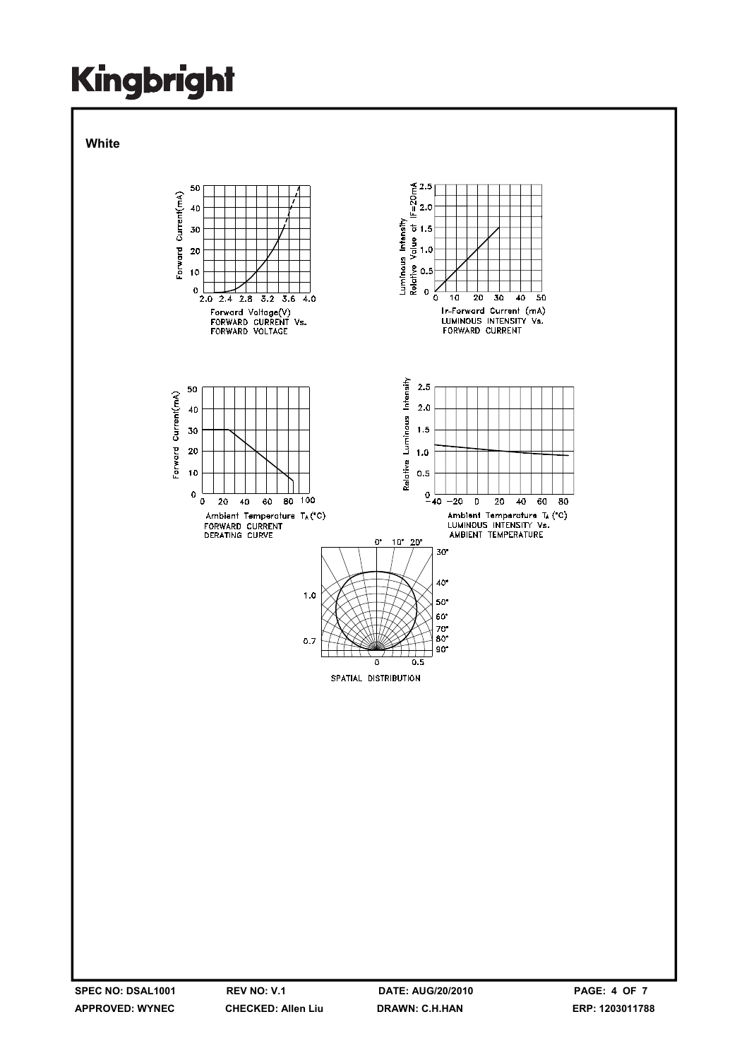**White**

FORWARD CURRENT Vs. FORWARD VOLTAGE

LUMINOUS INTENSITY Vs. FORWARD CURRENT

FORWARD CURRENT DERATING CURVE

LUMINOUS INTENSITY Vs. AMBIENT TEMPERATURE

SPATIAL DISTRIBUTION

SPEC NO: DSAL1001 REV NO: V.1 DATE: AUG/20/2010

APPROVED: WYNEC CHECKED: Allen Liu DRAWN: C.H.HAN ERP: 1203011788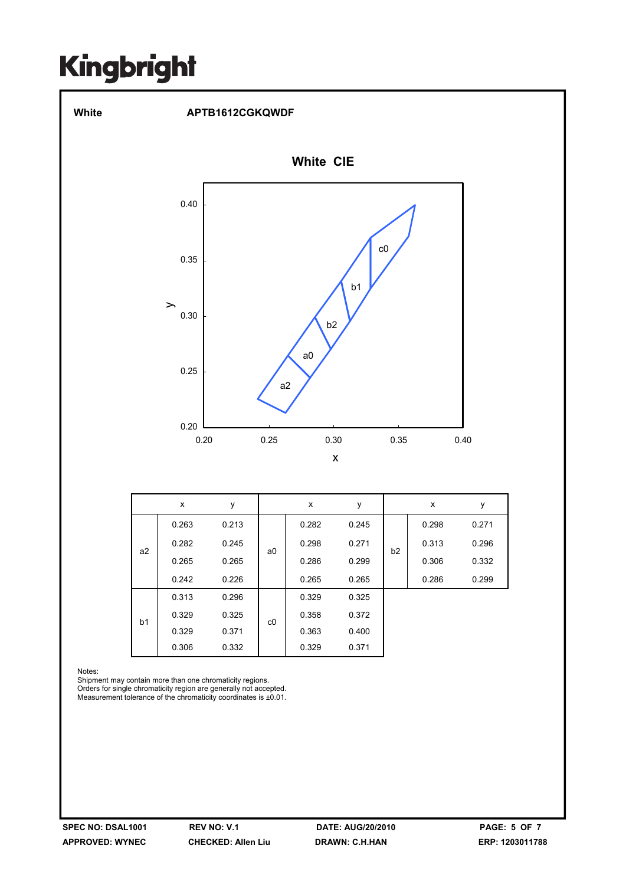White APTB1612CGKQWDF

## White CIE

| | x | y | | x | y | | x | y |
|---|---|---|---|---|---|---|---|---|
| a2 | 0.263 | 0.213 | a0 | 0.282 | 0.245 | b2 | 0.298 | 0.271 |
| | 0.282 | 0.245 | | 0.298 | 0.271 | | 0.313 | 0.296 |
| | 0.265 | 0.265 | | 0.286 | 0.299 | | 0.306 | 0.332 |
| | 0.242 | 0.226 | | 0.265 | 0.265 | | 0.286 | 0.299 |
| b1 | 0.313 | 0.296 | c0 | 0.329 | 0.325 | | | |
| | 0.329 | 0.325 | | 0.358 | 0.372 | | | |
| | 0.329 | 0.371 | | 0.363 | 0.400 | | | |
| | 0.306 | 0.332 | | 0.329 | 0.371 | | | |

Notes:
Shipment may contain more than one chromaticity regions.
Orders for single chromaticity region are generally not accepted.
Measurement tolerance of the chromaticity coordinates is ±0.01.

SPEC NO: DSAL1001 REV NO: V.1 DATE: AUG/20/2010
APPROVED: WYNEC CHECKED: Allen Liu DRAWN: C.H.HAN ERP: 1203011788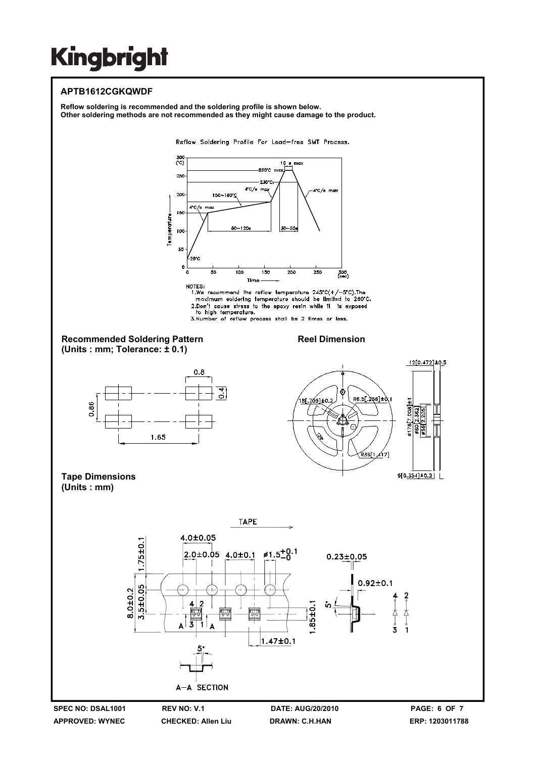## APTB1612CGKQWDF

**Reflow soldering is recommended and the soldering profile is shown below.**
**Other soldering methods are not recommended as they might cause damage to the product.**

Reflow Soldering Profile For Lead-free SMT Process.

NOTES:
1. We recommend the reflow temperature 245°C(+/-5°C). The maximum soldering temperature should be limited to 260°C.
2. Don't cause stress to the epoxy resin while it is exposed to high temperature.
3. Number of reflow process shall be 2 times or less.

### Recommended Soldering Pattern
**(Units : mm; Tolerance: ± 0.1)**

### Reel Dimension

### Tape Dimensions
**(Units : mm)**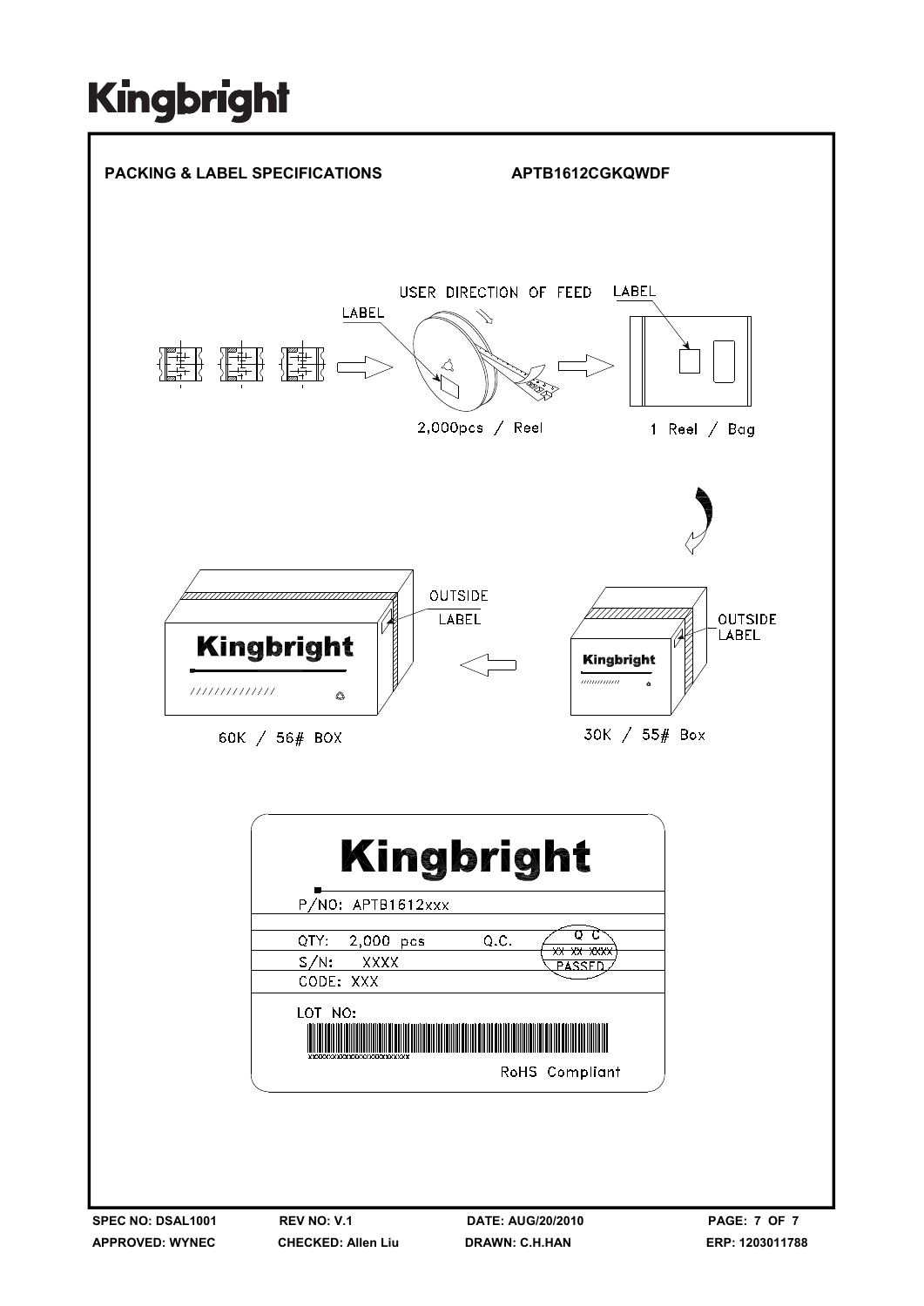# PACKING & LABEL SPECIFICATIONS

APTB1612CGKQWDF

USER DIRECTION OF FEED

LABEL

LABEL

2,000pcs / Reel

1 Reel / Bag

OUTSIDE LABEL

OUTSIDE LABEL

60K / 56# BOX

30K / 55# Box

Kingbright

P/NO: APTB1612xxx

QTY: 2,000 pcs Q.C.

S/N: XXXX

CODE: XXX

LOT NO:

RoHS Compliant

SPEC NO: DSAL1001 REV NO: V.1 DATE: AUG/20/2010

APPROVED: WYNEC CHECKED: Allen Liu DRAWN: C.H.HAN ERP: 1203011788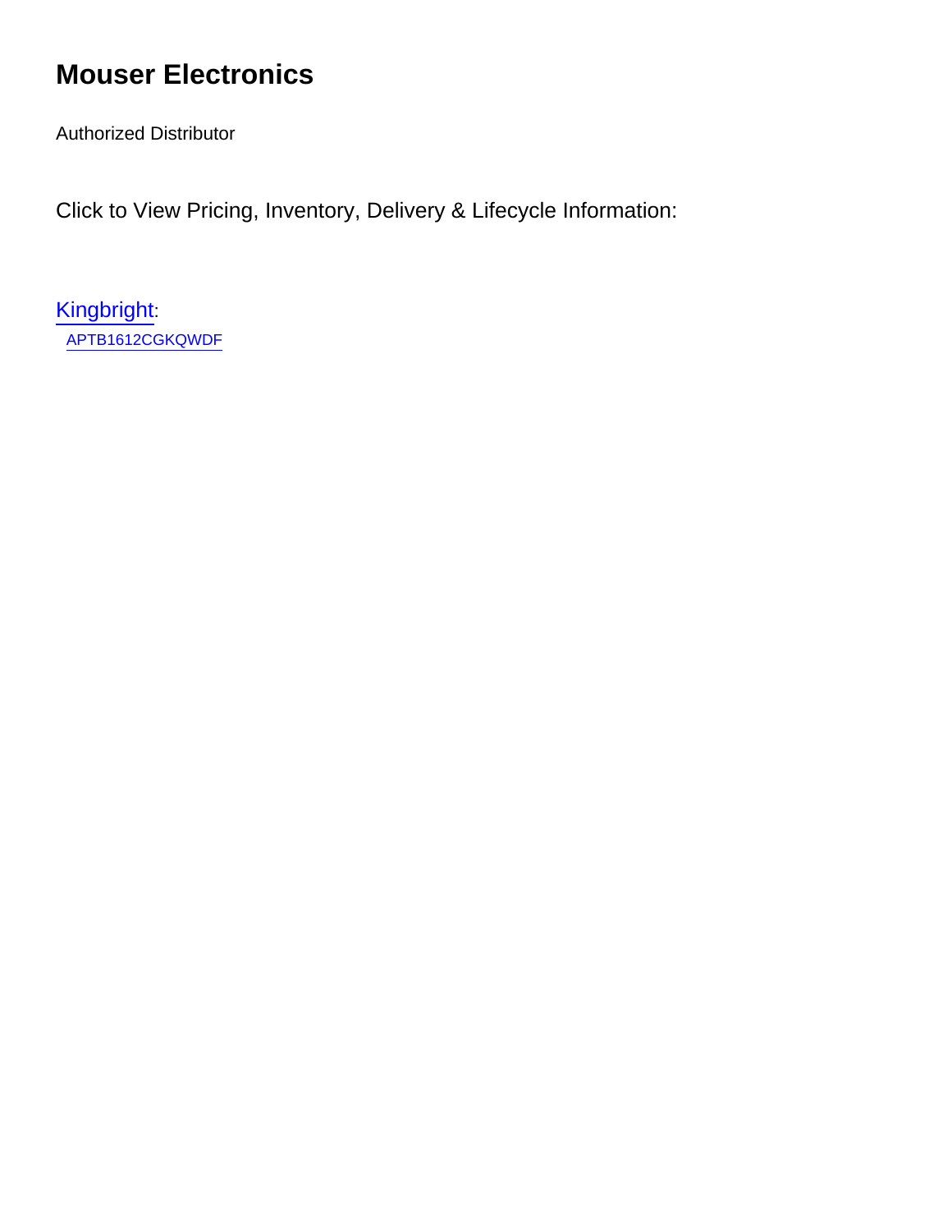# Mouser Electronics

Authorized Distributor

Click to View Pricing, Inventory, Delivery & Lifecycle Information:

Kingbright:

APTB1612CGKQWDF